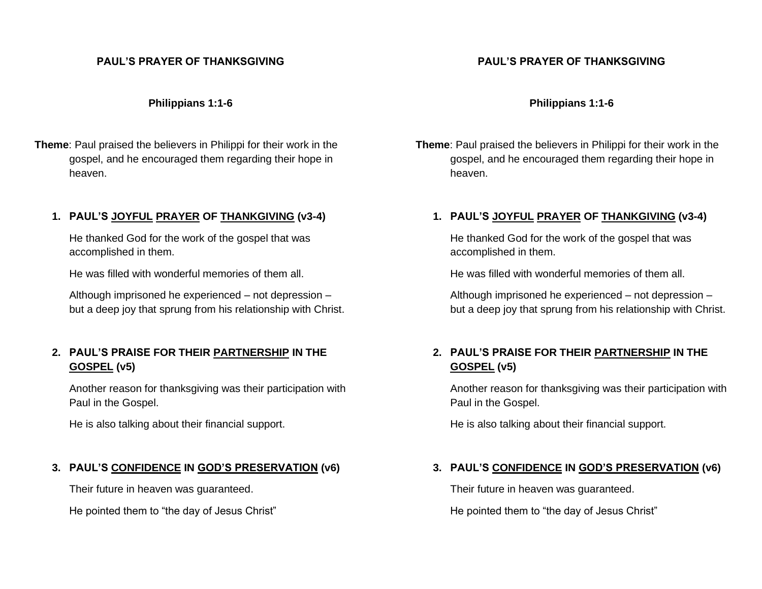**PAUL'S PRAYER OF THANKSGIVING**

**Philippians 1:1-6**

**Theme**: Paul praised the believers in Philippi for their work in the gospel, and he encouraged them regarding their hope in heaven.

1. **PAUL'S JOYFUL PRAYER OF THANKGIVING (v3-4)**

   He thanked God for the work of the gospel that was accomplished in them.

   He was filled with wonderful memories of them all.

   Although imprisoned he experienced – not depression – but a deep joy that sprung from his relationship with Christ.

2. **PAUL'S PRAISE FOR THEIR PARTNERSHIP IN THE GOSPEL (v5)**

   Another reason for thanksgiving was their participation with Paul in the Gospel.

   He is also talking about their financial support.

3. **PAUL'S CONFIDENCE IN GOD'S PRESERVATION (v6)**

   Their future in heaven was guaranteed.

   He pointed them to "the day of Jesus Christ"

**PAUL'S PRAYER OF THANKSGIVING**

**Philippians 1:1-6**

**Theme**: Paul praised the believers in Philippi for their work in the gospel, and he encouraged them regarding their hope in heaven.

1. **PAUL'S JOYFUL PRAYER OF THANKGIVING (v3-4)**

   He thanked God for the work of the gospel that was accomplished in them.

   He was filled with wonderful memories of them all.

   Although imprisoned he experienced – not depression – but a deep joy that sprung from his relationship with Christ.

2. **PAUL'S PRAISE FOR THEIR PARTNERSHIP IN THE GOSPEL (v5)**

   Another reason for thanksgiving was their participation with Paul in the Gospel.

   He is also talking about their financial support.

3. **PAUL'S CONFIDENCE IN GOD'S PRESERVATION (v6)**

   Their future in heaven was guaranteed.

   He pointed them to "the day of Jesus Christ"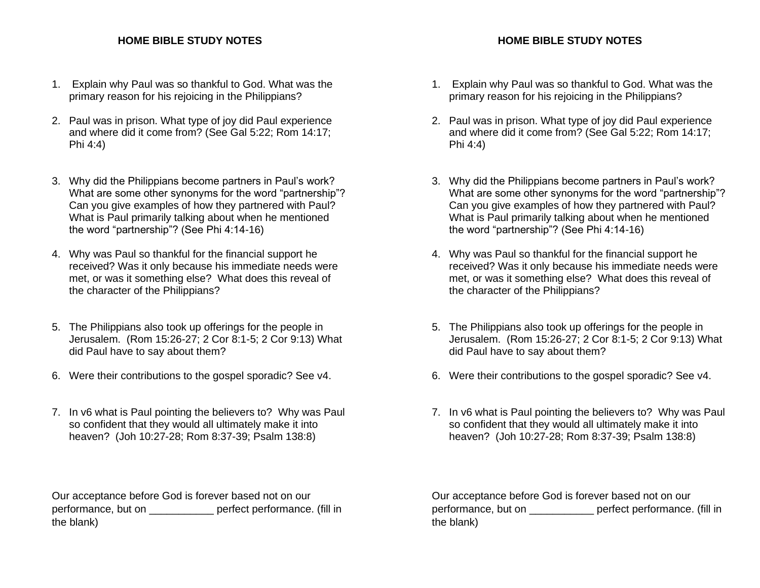**HOME BIBLE STUDY NOTES**

1. Explain why Paul was so thankful to God. What was the primary reason for his rejoicing in the Philippians?

2. Paul was in prison. What type of joy did Paul experience and where did it come from? (See Gal 5:22; Rom 14:17; Phi 4:4)

3. Why did the Philippians become partners in Paul's work? What are some other synonyms for the word "partnership"? Can you give examples of how they partnered with Paul? What is Paul primarily talking about when he mentioned the word "partnership"? (See Phi 4:14-16)

4. Why was Paul so thankful for the financial support he received? Was it only because his immediate needs were met, or was it something else? What does this reveal of the character of the Philippians?

5. The Philippians also took up offerings for the people in Jerusalem. (Rom 15:26-27; 2 Cor 8:1-5; 2 Cor 9:13) What did Paul have to say about them?

6. Were their contributions to the gospel sporadic? See v4.

7. In v6 what is Paul pointing the believers to? Why was Paul so confident that they would all ultimately make it into heaven? (Joh 10:27-28; Rom 8:37-39; Psalm 138:8)

Our acceptance before God is forever based not on our performance, but on ___________ perfect performance. (fill in the blank)

**HOME BIBLE STUDY NOTES**

1. Explain why Paul was so thankful to God. What was the primary reason for his rejoicing in the Philippians?

2. Paul was in prison. What type of joy did Paul experience and where did it come from? (See Gal 5:22; Rom 14:17; Phi 4:4)

3. Why did the Philippians become partners in Paul's work? What are some other synonyms for the word "partnership"? Can you give examples of how they partnered with Paul? What is Paul primarily talking about when he mentioned the word "partnership"? (See Phi 4:14-16)

4. Why was Paul so thankful for the financial support he received? Was it only because his immediate needs were met, or was it something else? What does this reveal of the character of the Philippians?

5. The Philippians also took up offerings for the people in Jerusalem. (Rom 15:26-27; 2 Cor 8:1-5; 2 Cor 9:13) What did Paul have to say about them?

6. Were their contributions to the gospel sporadic? See v4.

7. In v6 what is Paul pointing the believers to? Why was Paul so confident that they would all ultimately make it into heaven? (Joh 10:27-28; Rom 8:37-39; Psalm 138:8)

Our acceptance before God is forever based not on our performance, but on ___________ perfect performance. (fill in the blank)